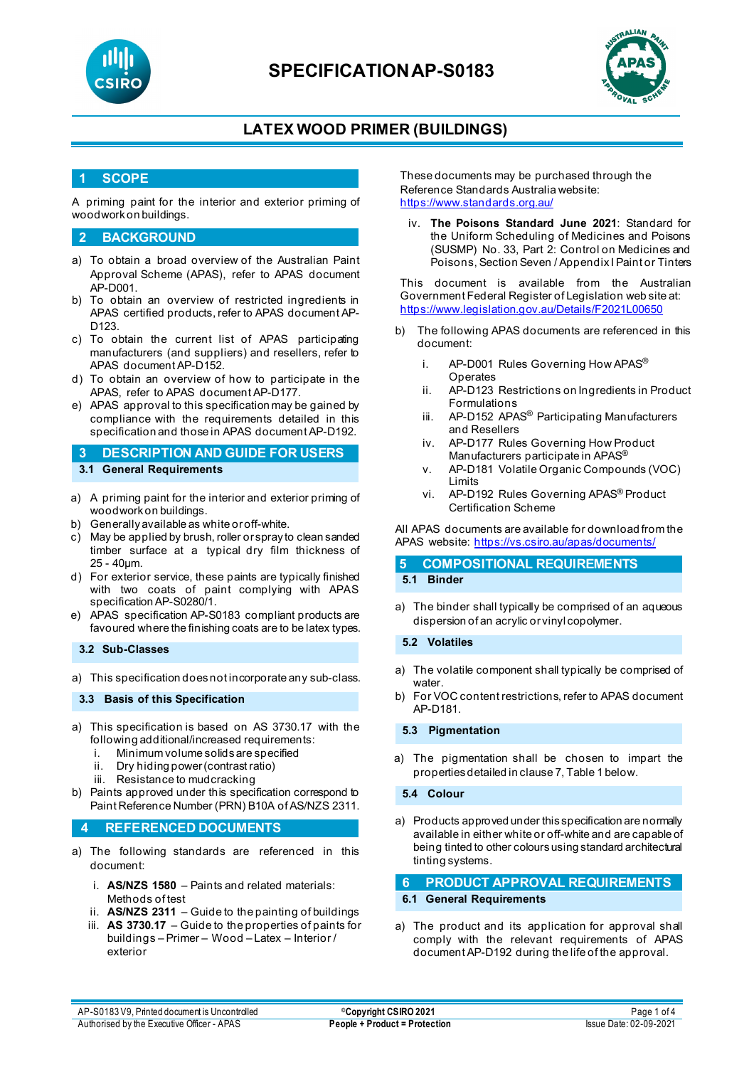# SPECIFICATION AP-S0183

## LATEX WOOD PRIMER (BUILDINGS)

## 1 SCOPE

A priming paint for the interior and exterior priming of woodwork on buildings.

## 2 BACKGROUND

a) To obtain a broad overview of the Australian Paint Approval Scheme (APAS), refer to APAS document AP-D001.
b) To obtain an overview of restricted ingredients in APAS certified products, refer to APAS document AP-D123.
c) To obtain the current list of APAS participating manufacturers (and suppliers) and resellers, refer to APAS document AP-D152.
d) To obtain an overview of how to participate in the APAS, refer to APAS document AP-D177.
e) APAS approval to this specification may be gained by compliance with the requirements detailed in this specification and those in APAS document AP-D192.

## 3 DESCRIPTION AND GUIDE FOR USERS

### 3.1 General Requirements

a) A priming paint for the interior and exterior priming of woodwork on buildings.
b) Generally available as white or off-white.
c) May be applied by brush, roller or spray to clean sanded timber surface at a typical dry film thickness of 25 - 40µm.
d) For exterior service, these paints are typically finished with two coats of paint complying with APAS specification AP-S0280/1.
e) APAS specification AP-S0183 compliant products are favoured where the finishing coats are to be latex types.

### 3.2 Sub-Classes

a) This specification does not incorporate any sub-class.

### 3.3 Basis of this Specification

a) This specification is based on AS 3730.17 with the following additional/increased requirements:
   i. Minimum volume solids are specified
   ii. Dry hiding power (contrast ratio)
   iii. Resistance to mudcracking
b) Paints approved under this specification correspond to Paint Reference Number (PRN) B10A of AS/NZS 2311.

## 4 REFERENCED DOCUMENTS

a) The following standards are referenced in this document:

   i. **AS/NZS 1580** – Paints and related materials: Methods of test
   ii. **AS/NZS 2311** – Guide to the painting of buildings
   iii. **AS 3730.17** – Guide to the properties of paints for buildings – Primer – Wood – Latex – Interior / exterior

These documents may be purchased through the Reference Standards Australia website: https://www.standards.org.au/

   iv. **The Poisons Standard June 2021**: Standard for the Uniform Scheduling of Medicines and Poisons (SUSMP) No. 33, Part 2: Control on Medicines and Poisons, Section Seven / Appendix I Paint or Tinters

This document is available from the Australian Government Federal Register of Legislation web site at: https://www.legislation.gov.au/Details/F2021L00650

b) The following APAS documents are referenced in this document:

   i. AP-D001 Rules Governing How APAS® Operates
   ii. AP-D123 Restrictions on Ingredients in Product Formulations
   iii. AP-D152 APAS® Participating Manufacturers and Resellers
   iv. AP-D177 Rules Governing How Product Manufacturers participate in APAS®
   v. AP-D181 Volatile Organic Compounds (VOC) Limits
   vi. AP-D192 Rules Governing APAS® Product Certification Scheme

All APAS documents are available for download from the APAS website: https://vs.csiro.au/apas/documents/

## 5 COMPOSITIONAL REQUIREMENTS

### 5.1 Binder

a) The binder shall typically be comprised of an aqueous dispersion of an acrylic or vinyl copolymer.

### 5.2 Volatiles

a) The volatile component shall typically be comprised of water.
b) For VOC content restrictions, refer to APAS document AP-D181.

### 5.3 Pigmentation

a) The pigmentation shall be chosen to impart the properties detailed in clause 7, Table 1 below.

### 5.4 Colour

a) Products approved under this specification are normally available in either white or off-white and are capable of being tinted to other colours using standard architectural tinting systems.

## 6 PRODUCT APPROVAL REQUIREMENTS

### 6.1 General Requirements

a) The product and its application for approval shall comply with the relevant requirements of APAS document AP-D192 during the life of the approval.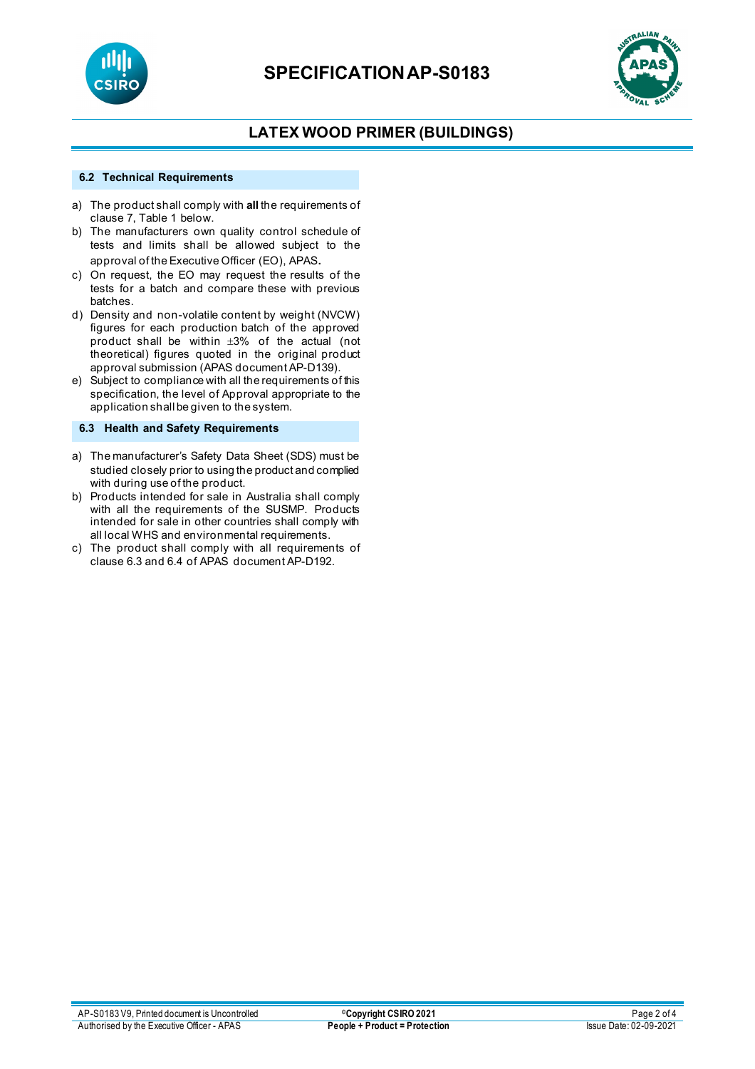### 6.2 Technical Requirements

a) The product shall comply with **all** the requirements of clause 7, Table 1 below.

b) The manufacturers own quality control schedule of tests and limits shall be allowed subject to the approval of the Executive Officer (EO), APAS.

c) On request, the EO may request the results of the tests for a batch and compare these with previous batches.

d) Density and non-volatile content by weight (NVCW) figures for each production batch of the approved product shall be within ±3% of the actual (not theoretical) figures quoted in the original product approval submission (APAS document AP-D139).

e) Subject to compliance with all the requirements of this specification, the level of Approval appropriate to the application shall be given to the system.

### 6.3 Health and Safety Requirements

a) The manufacturer's Safety Data Sheet (SDS) must be studied closely prior to using the product and complied with during use of the product.

b) Products intended for sale in Australia shall comply with all the requirements of the SUSMP. Products intended for sale in other countries shall comply with all local WHS and environmental requirements.

c) The product shall comply with all requirements of clause 6.3 and 6.4 of APAS document AP-D192.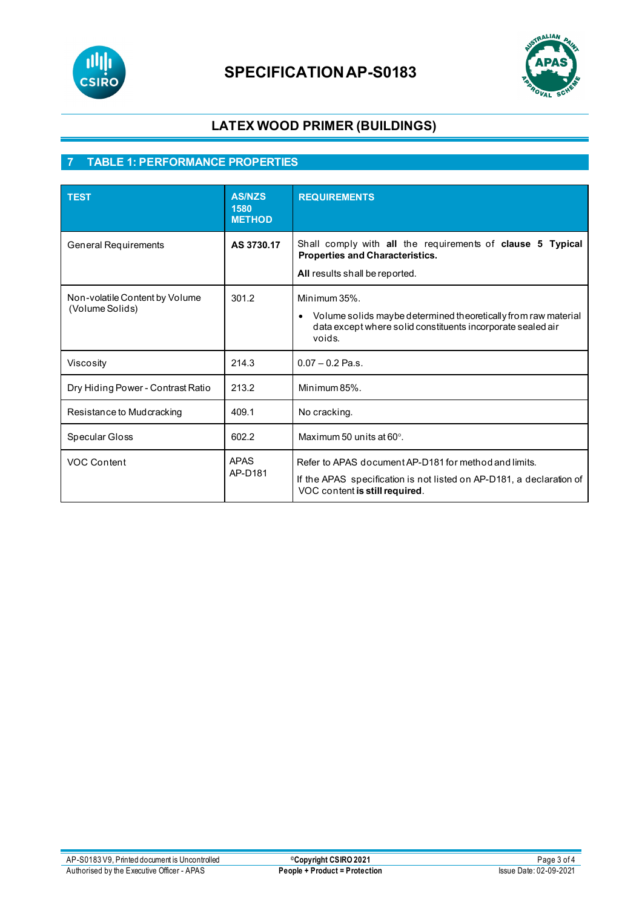# SPECIFICATION AP-S0183

## LATEX WOOD PRIMER (BUILDINGS)

## 7 TABLE 1: PERFORMANCE PROPERTIES

| TEST | AS/NZS 1580 METHOD | REQUIREMENTS |
|---|---|---|
| General Requirements | **AS 3730.17** | Shall comply with **all** the requirements of **clause 5 Typical Properties and Characteristics.** <br> **All** results shall be reported. |
| Non-volatile Content by Volume (Volume Solids) | 301.2 | Minimum 35%. <br> • Volume solids may be determined theoretically from raw material data except where solid constituents incorporate sealed air voids. |
| Viscosity | 214.3 | 0.07 – 0.2 Pa.s. |
| Dry Hiding Power - Contrast Ratio | 213.2 | Minimum 85%. |
| Resistance to Mudcracking | 409.1 | No cracking. |
| Specular Gloss | 602.2 | Maximum 50 units at 60°. |
| VOC Content | APAS AP-D181 | Refer to APAS document AP-D181 for method and limits. <br> If the APAS specification is not listed on AP-D181, a declaration of VOC content **is still required**. |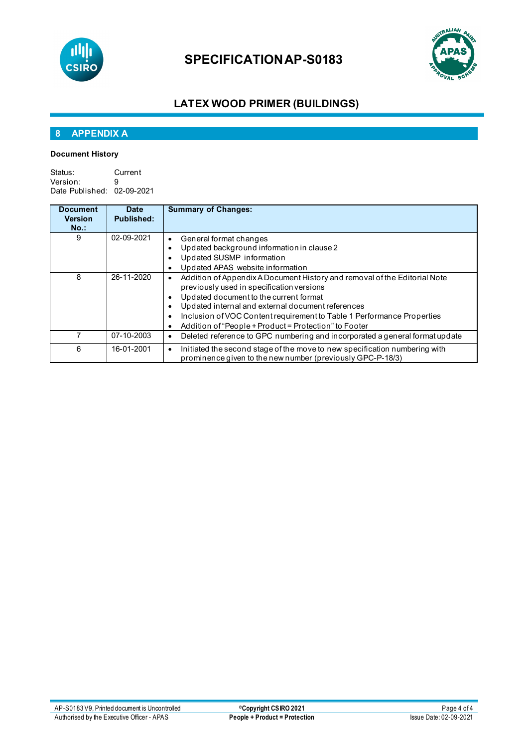## 8 APPENDIX A

**Document History**

Status: Current
Version: 9
Date Published: 02-09-2021

| Document Version No.: | Date Published: | Summary of Changes: |
|---|---|---|
| 9 | 02-09-2021 | • General format changes<br>• Updated background information in clause 2<br>• Updated SUSMP information<br>• Updated APAS website information |
| 8 | 26-11-2020 | • Addition of Appendix A Document History and removal of the Editorial Note previously used in specification versions<br>• Updated document to the current format<br>• Updated internal and external document references<br>• Inclusion of VOC Content requirement to Table 1 Performance Properties<br>• Addition of "People + Product = Protection" to Footer |
| 7 | 07-10-2003 | • Deleted reference to GPC numbering and incorporated a general format update |
| 6 | 16-01-2001 | • Initiated the second stage of the move to new specification numbering with prominence given to the new number (previously GPC-P-18/3) |